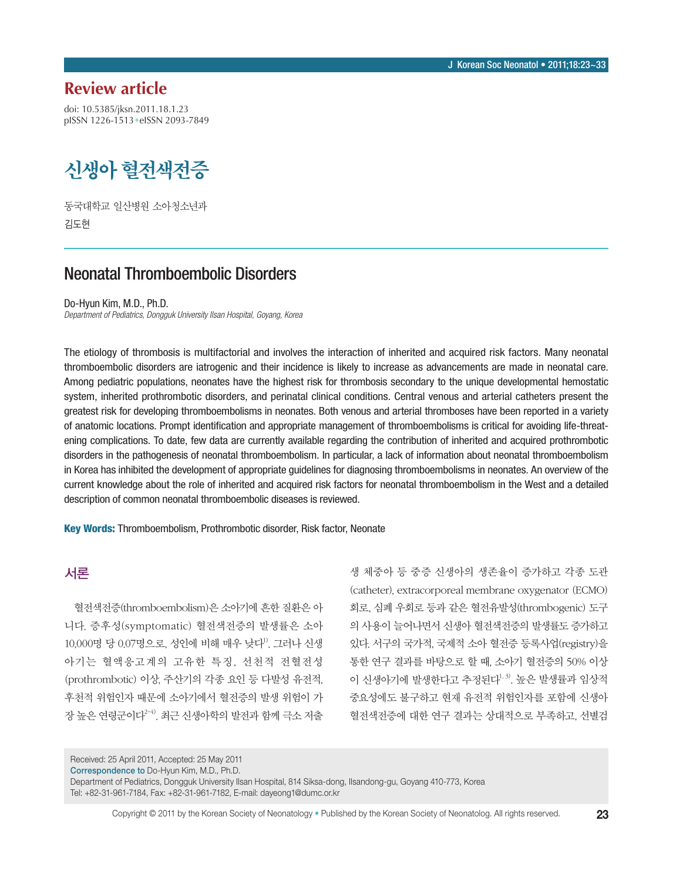## Review article

doi: 10.5385/jksn.2011.18.1.23
pISSN 1226-1513 • eISSN 2093-7849

# 신생아 혈전색전증

동국대학교 일산병원 소아청소년과
김도현

# Neonatal Thromboembolic Disorders

Do-Hyun Kim, M.D., Ph.D.
*Department of Pediatrics, Dongguk University Ilsan Hospital, Goyang, Korea*

The etiology of thrombosis is multifactorial and involves the interaction of inherited and acquired risk factors. Many neonatal thromboembolic disorders are iatrogenic and their incidence is likely to increase as advancements are made in neonatal care. Among pediatric populations, neonates have the highest risk for thrombosis secondary to the unique developmental hemostatic system, inherited prothrombotic disorders, and perinatal clinical conditions. Central venous and arterial catheters present the greatest risk for developing thromboembolisms in neonates. Both venous and arterial thromboses have been reported in a variety of anatomic locations. Prompt identification and appropriate management of thromboembolisms is critical for avoiding life-threatening complications. To date, few data are currently available regarding the contribution of inherited and acquired prothrombotic disorders in the pathogenesis of neonatal thromboembolism. In particular, a lack of information about neonatal thromboembolism in Korea has inhibited the development of appropriate guidelines for diagnosing thromboembolisms in neonates. An overview of the current knowledge about the role of inherited and acquired risk factors for neonatal thromboembolism in the West and a detailed description of common neonatal thromboembolic diseases is reviewed.

**Key Words:** Thromboembolism, Prothrombotic disorder, Risk factor, Neonate

## 서론

혈전색전증(thromboembolism)은 소아기에 흔한 질환은 아니다. 증후성(symptomatic) 혈전색전증의 발생률은 소아 10,000명 당 0.07명으로, 성인에 비해 매우 낮다[1]. 그러나 신생아기는 혈액응고계의 고유한 특징, 선천적 전혈전성(prothrombotic) 이상, 주산기의 각종 요인 등 다발성 유전적, 후천적 위험인자 때문에 소아기에서 혈전증의 발생 위험이 가장 높은 연령군이다[2-4]. 최근 신생아학의 발전과 함께 극소 저출생 체중아 등 중증 신생아의 생존율이 증가하고 각종 도관(catheter), extracorporeal membrane oxygenator (ECMO) 회로, 심폐 우회로 등과 같은 혈전유발성(thrombogenic) 도구의 사용이 늘어나면서 신생아 혈전색전증의 발생률도 증가하고 있다. 서구의 국가적, 국제적 소아 혈전증 등록사업(registry)을 통한 연구 결과를 바탕으로 할 때, 소아기 혈전증의 50% 이상이 신생아기에 발생한다고 추정된다[1,3]. 높은 발생률과 임상적 중요성에도 불구하고 현재 유전적 위험인자를 포함해 신생아 혈전색전증에 대한 연구 결과는 상대적으로 부족하고, 선별검

Received: 25 April 2011, Accepted: 25 May 2011
Correspondence to Do-Hyun Kim, M.D., Ph.D.
Department of Pediatrics, Dongguk University Ilsan Hospital, 814 Siksa-dong, Ilsandong-gu, Goyang 410-773, Korea
Tel: +82-31-961-7184, Fax: +82-31-961-7182, E-mail: dayeong1@dumc.or.kr

Copyright © 2011 by the Korean Society of Neonatology • Published by the Korean Society of Neonatolog. All rights reserved.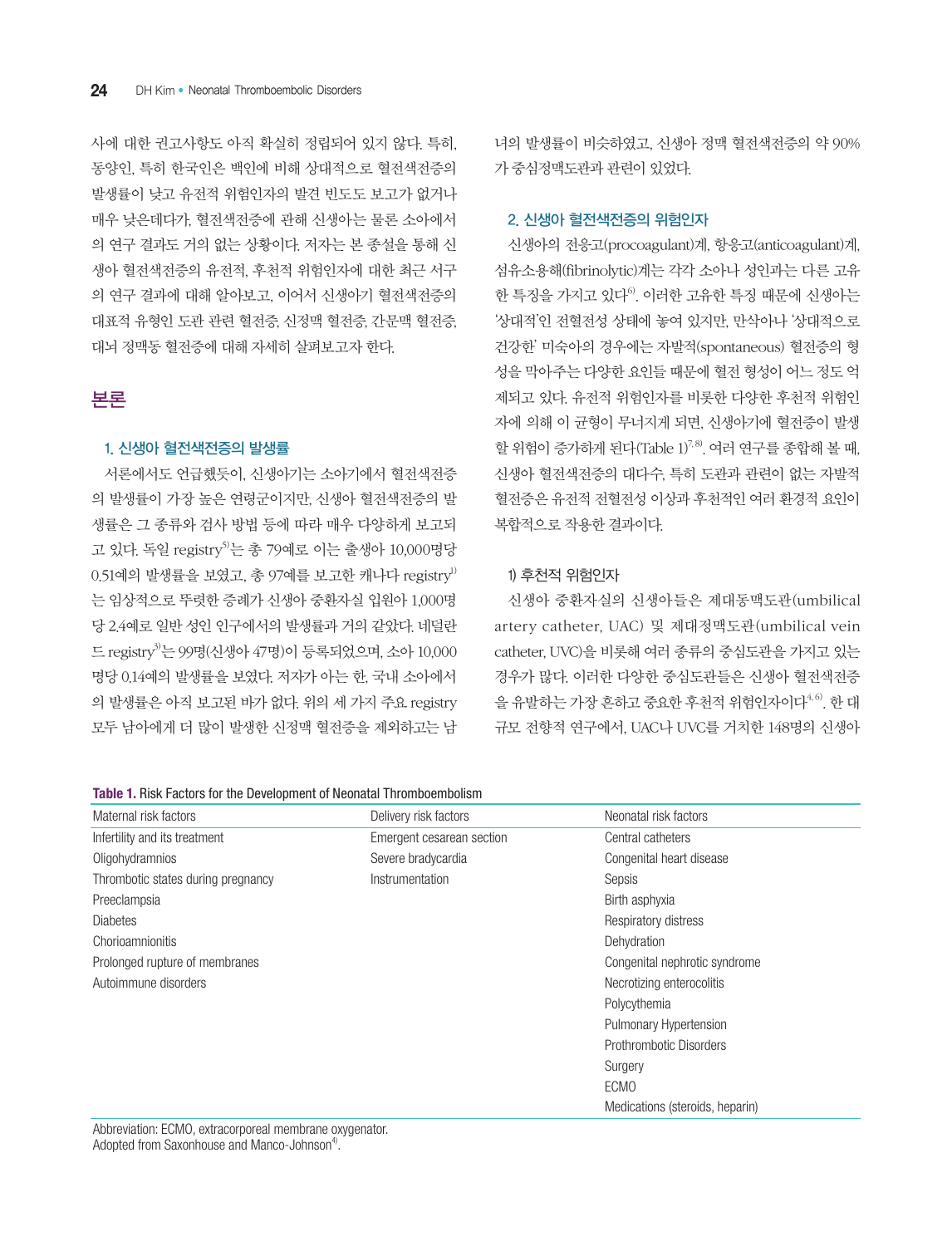사에 대한 권고사항도 아직 확실히 정립되어 있지 않다. 특히, 동양인, 특히 한국인은 백인에 비해 상대적으로 혈전색전증의 발생률이 낮고 유전적 위험인자의 발견 빈도도 보고가 없거나 매우 낮은데다가, 혈전색전증에 관해 신생아는 물론 소아에서의 연구 결과도 거의 없는 상황이다. 저자는 본 종설을 통해 신생아 혈전색전증의 유전적, 후천적 위험인자에 대한 최근 서구의 연구 결과에 대해 알아보고, 이어서 신생아기 혈전색전증의 대표적 유형인 도관 관련 혈전증, 신정맥 혈전증, 간문맥 혈전증, 대뇌 정맥동 혈전증에 대해 자세히 살펴보고자 한다.

## 본론

### 1. 신생아 혈전색전증의 발생률

서론에서도 언급했듯이, 신생아기는 소아기에서 혈전색전증의 발생률이 가장 높은 연령군이지만, 신생아 혈전색전증의 발생률은 그 종류와 검사 방법 등에 따라 매우 다양하게 보고되고 있다. 독일 registry[5]는 총 79예로 이는 출생아 10,000명당 0.51예의 발생률을 보였고, 총 97예를 보고한 캐나다 registry[1]는 임상적으로 뚜렷한 증례가 신생아 중환자실 입원아 1,000명당 2.4예로 일반 성인 인구에서의 발생률과 거의 같았다. 네덜란드 registry[3]는 99명(신생아 47명)이 등록되었으며, 소아 10,000명당 0.14예의 발생률을 보였다. 저자가 아는 한, 국내 소아에서의 발생률은 아직 보고된 바가 없다. 위의 세 가지 주요 registry 모두 남아에게 더 많이 발생한 신정맥 혈전증을 제외하고는 남녀의 발생률이 비슷하였고, 신생아 정맥 혈전색전증의 약 90%가 중심정맥도관과 관련이 있었다.

### 2. 신생아 혈전색전증의 위험인자

신생아의 전응고(procoagulant)계, 항응고(anticoagulant)계, 섬유소용해(fibrinolytic)계는 각각 소아나 성인과는 다른 고유한 특징을 가지고 있다[6]. 이러한 고유한 특징 때문에 신생아는 '상대적'인 전혈전성 상태에 놓여 있지만, 만삭아나 '상대적으로 건강한' 미숙아의 경우에는 자발적(spontaneous) 혈전증의 형성을 막아주는 다양한 요인들 때문에 혈전 형성이 어느 정도 억제되고 있다. 유전적 위험인자를 비롯한 다양한 후천적 위험인자에 의해 이 균형이 무너지게 되면, 신생아기에 혈전증이 발생할 위험이 증가하게 된다(Table 1)[7,8]. 여러 연구를 종합해 볼 때, 신생아 혈전색전증의 대다수, 특히 도관과 관련이 없는 자발적 혈전증은 유전적 전혈전성 이상과 후천적인 여러 환경적 요인이 복합적으로 작용한 결과이다.

#### 1) 후천적 위험인자

신생아 중환자실의 신생아들은 제대동맥도관(umbilical artery catheter, UAC) 및 제대정맥도관(umbilical vein catheter, UVC)을 비롯해 여러 종류의 중심도관을 가지고 있는 경우가 많다. 이러한 다양한 중심도관들은 신생아 혈전색전증을 유발하는 가장 흔하고 중요한 후천적 위험인자이다[4,6]. 한 대규모 전향적 연구에서, UAC나 UVC를 거치한 148명의 신생아

**Table 1.** Risk Factors for the Development of Neonatal Thromboembolism

| Maternal risk factors | Delivery risk factors | Neonatal risk factors |
|---|---|---|
| Infertility and its treatment | Emergent cesarean section | Central catheters |
| Oligohydramnios | Severe bradycardia | Congenital heart disease |
| Thrombotic states during pregnancy | Instrumentation | Sepsis |
| Preeclampsia | | Birth asphyxia |
| Diabetes | | Respiratory distress |
| Chorioamnionitis | | Dehydration |
| Prolonged rupture of membranes | | Congenital nephrotic syndrome |
| Autoimmune disorders | | Necrotizing enterocolitis |
| | | Polycythemia |
| | | Pulmonary Hypertension |
| | | Prothrombotic Disorders |
| | | Surgery |
| | | ECMO |
| | | Medications (steroids, heparin) |

Abbreviation: ECMO, extracorporeal membrane oxygenator.
Adopted from Saxonhouse and Manco-Johnson[4].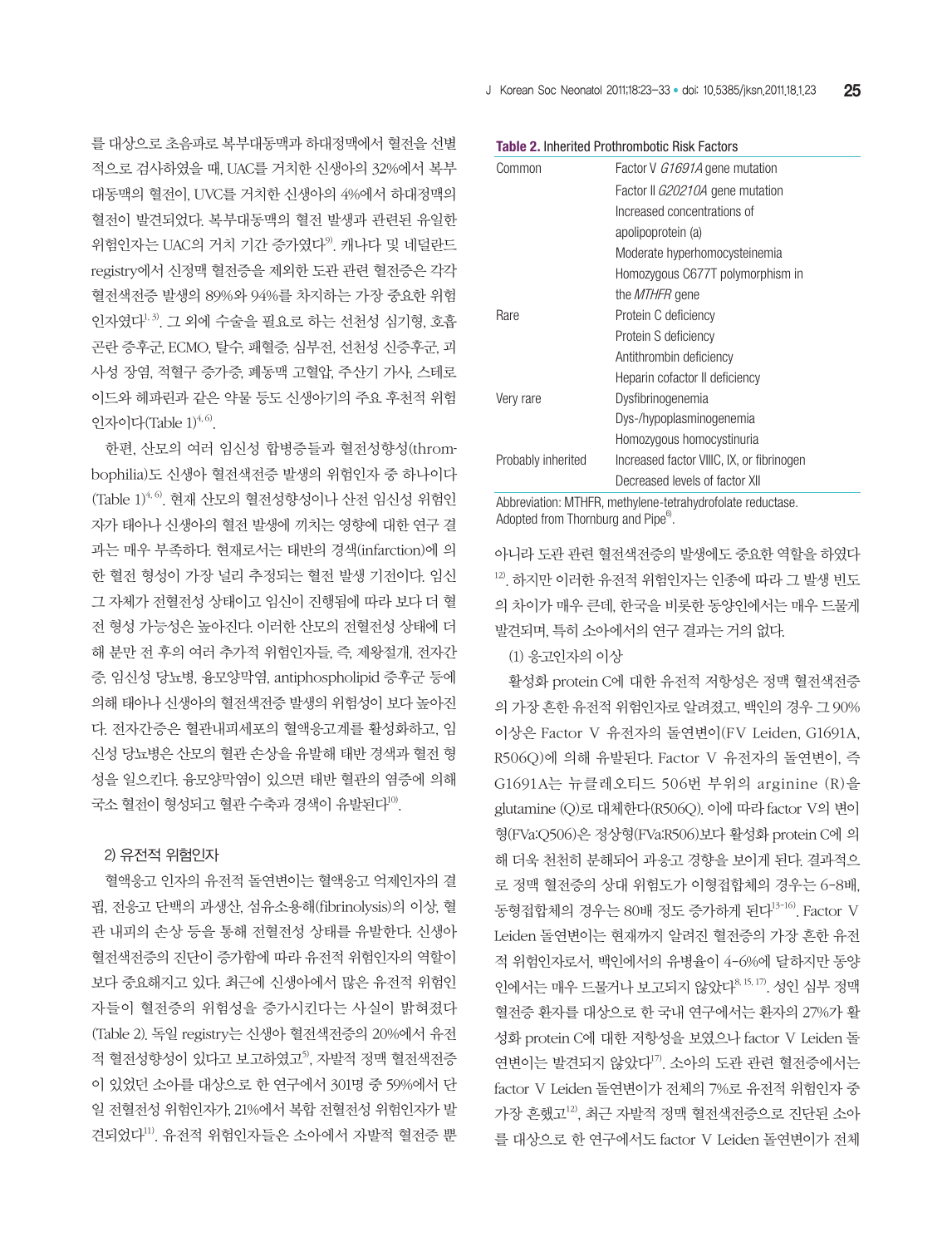를 대상으로 초음파로 복부대동맥과 하대정맥에서 혈전을 선별적으로 검사하였을 때, UAC를 거치한 신생아의 32%에서 복부대동맥의 혈전이, UVC를 거치한 신생아의 4%에서 하대정맥의 혈전이 발견되었다. 복부대동맥의 혈전 발생과 관련된 유일한 위험인자는 UAC의 거치 기간 증가였다[9]. 캐나다 및 네덜란드 registry에서 신정맥 혈전증을 제외한 도관 관련 혈전증은 각각 혈전색전증 발생의 89%와 94%를 차지하는 가장 중요한 위험인자였다[1,3]. 그 외에 수술을 필요로 하는 선천성 심기형, 호흡곤란 증후군, ECMO, 탈수, 패혈증, 심부전, 선천성 신증후군, 괴사성 장염, 적혈구 증가증, 폐동맥 고혈압, 주산기 가사, 스테로이드와 헤파린과 같은 약물 등도 신생아기의 주요 후천적 위험인자이다(Table 1)[4,6].

한편, 산모의 여러 임신성 합병증들과 혈전성향성(thrombophilia)도 신생아 혈전색전증 발생의 위험인자 중 하나이다(Table 1)[4,6]. 현재 산모의 혈전성향성이나 산전 임신성 위험인자가 태아나 신생아의 혈전 발생에 끼치는 영향에 대한 연구 결과는 매우 부족하다. 현재로서는 태반의 경색(infarction)에 의한 혈전 형성이 가장 널리 추정되는 혈전 발생 기전이다. 임신 그 자체가 전혈전성 상태이고 임신이 진행됨에 따라 보다 더 혈전 형성 가능성은 높아진다. 이러한 산모의 전혈전성 상태에 더해 분만 전 후의 여러 추가적 위험인자들, 즉, 제왕절개, 전자간증, 임신성 당뇨병, 융모양막염, antiphospholipid 증후군 등에 의해 태아나 신생아의 혈전색전증 발생의 위험성이 보다 높아진다. 전자간증은 혈관내피세포의 혈액응고계를 활성화하고, 임신성 당뇨병은 산모의 혈관 손상을 유발해 태반 경색과 혈전 형성을 일으킨다. 융모양막염이 있으면 태반 혈관의 염증에 의해 국소 혈전이 형성되고 혈관 수축과 경색이 유발된다[10].

### 2) 유전적 위험인자

혈액응고 인자의 유전적 돌연변이는 혈액응고 억제인자의 결핍, 전응고 단백의 과생산, 섬유소용해(fibrinolysis)의 이상, 혈관 내피의 손상 등을 통해 전혈전성 상태를 유발한다. 신생아 혈전색전증의 진단이 증가함에 따라 유전적 위험인자의 역할이 보다 중요해지고 있다. 최근에 신생아에서 많은 유전적 위험인자들이 혈전증의 위험성을 증가시킨다는 사실이 밝혀졌다(Table 2). 독일 registry는 신생아 혈전색전증의 20%에서 유전적 혈전성향성이 있다고 보고하였고[5], 자발적 정맥 혈전색전증이 있었던 소아를 대상으로 한 연구에서 301명 중 59%에서 단일 전혈전성 위험인자가, 21%에서 복합 전혈전성 위험인자가 발견되었다[11]. 유전적 위험인자들은 소아에서 자발적 혈전증 뿐

**Table 2.** Inherited Prothrombotic Risk Factors

| | |
|---|---|
| Common | Factor V *G1691A* gene mutation |
| | Factor II *G20210A* gene mutation |
| | Increased concentrations of apolipoprotein (a) |
| | Moderate hyperhomocysteinemia |
| | Homozygous C677T polymorphism in the *MTHFR* gene |
| Rare | Protein C deficiency |
| | Protein S deficiency |
| | Antithrombin deficiency |
| | Heparin cofactor II deficiency |
| Very rare | Dysfibrinogenemia |
| | Dys-/hypoplasminogenemia |
| | Homozygous homocystinuria |
| Probably inherited | Increased factor VIIIC, IX, or fibrinogen |
| | Decreased levels of factor XII |

Abbreviation: MTHFR, methylene-tetrahydrofolate reductase.
Adopted from Thornburg and Pipe[6].

아니라 도관 관련 혈전색전증의 발생에도 중요한 역할을 하였다[12]. 하지만 이러한 유전적 위험인자는 인종에 따라 그 발생 빈도의 차이가 매우 큰데, 한국을 비롯한 동양인에서는 매우 드물게 발견되며, 특히 소아에서의 연구 결과는 거의 없다.

(1) 응고인자의 이상

활성화 protein C에 대한 유전적 저항성은 정맥 혈전색전증의 가장 흔한 유전적 위험인자로 알려졌고, 백인의 경우 그 90% 이상은 Factor V 유전자의 돌연변이(FV Leiden, G1691A, R506Q)에 의해 유발된다. Factor V 유전자의 돌연변이, 즉 G1691A는 뉴클레오티드 506번 부위의 arginine (R)을 glutamine (Q)로 대체한다(R506Q). 이에 따라 factor V의 변이형(FVa:Q506)은 정상형(FVa:R506)보다 활성화 protein C에 의해 더욱 천천히 분해되어 과응고 경향을 보이게 된다. 결과적으로 정맥 혈전증의 상대 위험도가 이형접합체의 경우는 6-8배, 동형접합체의 경우는 80배 정도 증가하게 된다[13-16]. Factor V Leiden 돌연변이는 현재까지 알려진 혈전증의 가장 흔한 유전적 위험인자로서, 백인에서의 유병율이 4-6%에 달하지만 동양인에서는 매우 드물거나 보고되지 않았다[8,15,17]. 성인 심부 정맥 혈전증 환자를 대상으로 한 국내 연구에서는 환자의 27%가 활성화 protein C에 대한 저항성을 보였으나 factor V Leiden 돌연변이는 발견되지 않았다[17]. 소아의 도관 관련 혈전증에서는 factor V Leiden 돌연변이가 전체의 7%로 유전적 위험인자 중 가장 흔했고[12], 최근 자발적 정맥 혈전색전증으로 진단된 소아를 대상으로 한 연구에서도 factor V Leiden 돌연변이가 전체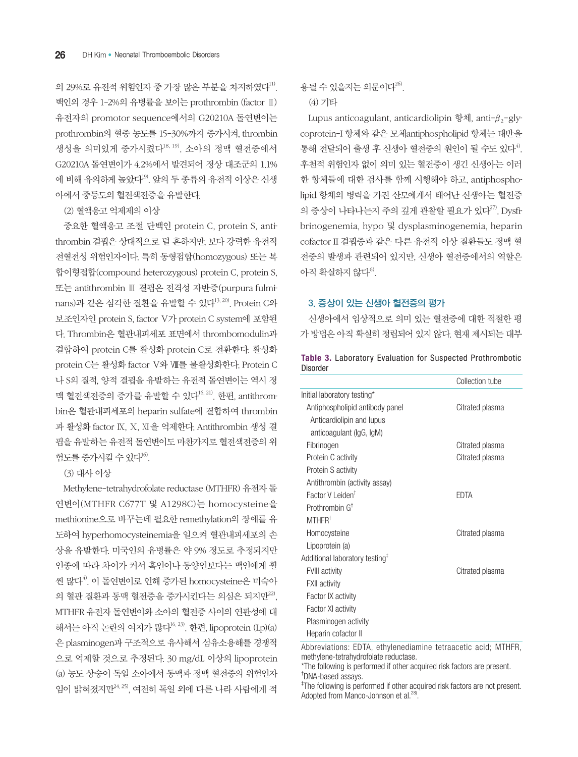의 29%로 유전적 위험인자 중 가장 많은 부분을 차지하였다[11]. 백인의 경우 1-2%의 유병률을 보이는 prothrombin (factor Ⅱ) 유전자의 promotor sequence에서의 G20210A 돌연변이는 prothrombin의 혈중 농도를 15-30%까지 증가시켜, thrombin 생성을 의미있게 증가시켰다[18, 19]. 소아의 정맥 혈전증에서 G20210A 돌연변이가 4.2%에서 발견되어 정상 대조군의 1.1%에 비해 유의하게 높았다[19]. 앞의 두 종류의 유전적 이상은 신생아에서 중등도의 혈전색전증을 유발한다.

(2) 혈액응고 억제제의 이상

중요한 혈액응고 조절 단백인 protein C, protein S, antithrombin 결핍은 상대적으로 덜 흔하지만, 보다 강력한 유전적 전혈전성 위험인자이다. 특히 동형접합(homozygous) 또는 복합이형접합(compound heterozygous) protein C, protein S, 또는 antithrombin Ⅲ 결핍은 전격성 자반증(purpura fulminans)과 같은 심각한 질환을 유발할 수 있다[13, 20]. Protein C와 보조인자인 protein S, factor Ⅴ가 protein C system에 포함된다. Thrombin은 혈관내피세포 표면에서 thrombomodulin과 결합하여 protein C를 활성화 protein C로 전환한다. 활성화 protein C는 활성화 factor Ⅴ와 Ⅷ를 불활성화한다. Protein C나 S의 질적, 양적 결핍을 유발하는 유전적 돌연변이는 역시 정맥 혈전색전증의 증가를 유발할 수 있다[16, 21]. 한편, antithrombin은 혈관내피세포의 heparin sulfate에 결합하여 thrombin과 활성화 factor Ⅸ, Ⅹ, Ⅺ을 억제한다. Antithrombin 생성 결핍을 유발하는 유전적 돌연변이도 마찬가지로 혈전색전증의 위험도를 증가시킬 수 있다[16].

(3) 대사 이상

Methylene-tetrahydrofolate reductase (MTHFR) 유전자 돌연변이(MTHFR C677T 및 A1298C)는 homocysteine을 methionine으로 바꾸는데 필요한 remethylation의 장애를 유도하여 hyperhomocysteinemia을 일으켜 혈관내피세포의 손상을 유발한다. 미국인의 유병률은 약 9% 정도로 추정되지만 인종에 따라 차이가 커서 흑인이나 동양인보다는 백인에게 훨씬 많다[4]. 이 돌연변이로 인해 증가된 homocysteine은 미숙아의 혈관 질환과 동맥 혈전증을 증가시킨다는 의심은 되지만[22], MTHFR 유전자 돌연변이와 소아의 혈전증 사이의 연관성에 대해서는 아직 논란의 여지가 많다[16, 23]. 한편, lipoprotein (Lp)(a)은 plasminogen과 구조적으로 유사해서 섬유소용해를 경쟁적으로 억제할 것으로 추정된다. 30 mg/dL 이상의 lipoprotein (a) 농도 상승이 독일 소아에서 동맥과 정맥 혈전증의 위험인자임이 밝혀졌지만[24, 25], 여전히 독일 외에 다른 나라 사람에게 적용될 수 있을지는 의문이다[26].

(4) 기타

Lupus anticoagulant, anticardiolipin 항체, anti-$\beta_2$-glycoprotein-I 항체와 같은 모체antiphospholipid 항체는 태반을 통해 전달되어 출생 후 신생아 혈전증의 원인이 될 수도 있다[4]. 후천적 위험인자 없이 의미 있는 혈전증이 생긴 신생아는 이러한 항체들에 대한 검사를 함께 시행해야 하고, antiphospholipid 항체의 병력을 가진 산모에게서 태어난 신생아는 혈전증의 증상이 나타나는지 주의 깊게 관찰할 필요가 있다[27]. Dysfibrinogenemia, hypo 및 dysplasminogenemia, heparin cofactor Ⅱ 결핍증과 같은 다른 유전적 이상 질환들도 정맥 혈전증의 발생과 관련되어 있지만, 신생아 혈전증에서의 역할은 아직 확실하지 않다[6].

## 3. 증상이 있는 신생아 혈전증의 평가

신생아에서 임상적으로 의미 있는 혈전증에 대한 적절한 평가 방법은 아직 확실히 정립되어 있지 않다. 현재 제시되는 대부

**Table 3.** Laboratory Evaluation for Suspected Prothrombotic Disorder

| | Collection tube |
|---|---|
| Initial laboratory testing* | |
| Antiphospholipid antibody panel | Citrated plasma |
| Anticardiolipin and lupus anticoagulant (IgG, IgM) | |
| Fibrinogen | Citrated plasma |
| Protein C activity | Citrated plasma |
| Protein S activity | |
| Antithrombin (activity assay) | |
| Factor V Leiden† | EDTA |
| Prothrombin G† | |
| MTHFR† | |
| Homocysteine | Citrated plasma |
| Lipoprotein (a) | |
| Additional laboratory testing‡ | |
| FVIII activity | Citrated plasma |
| FXII activity | |
| Factor IX activity | |
| Factor XI activity | |
| Plasminogen activity | |
| Heparin cofactor II | |

Abbreviations: EDTA, ethylenediamine tetraacetic acid; MTHFR, methylene-tetrahydrofolate reductase.
*The following is performed if other acquired risk factors are present.
†DNA-based assays.
‡The following is performed if other acquired risk factors are not present.
Adopted from Manco-Johnson et al.[28].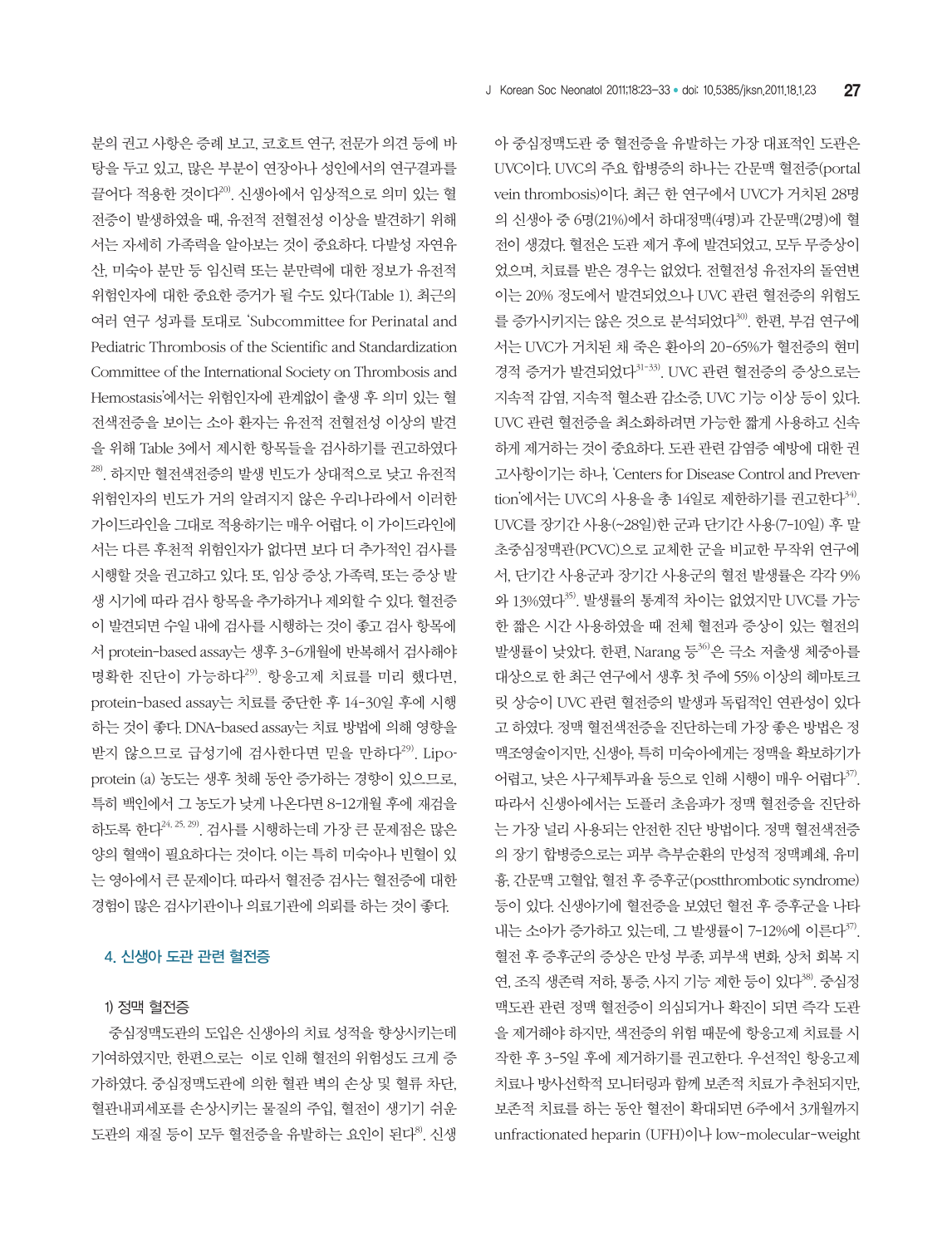분의 권고 사항은 증례 보고, 코호트 연구, 전문가 의견 등에 바탕을 두고 있고, 많은 부분이 연장아나 성인에서의 연구결과를 끌어다 적용한 것이다[20]. 신생아에서 임상적으로 의미 있는 혈전증이 발생하였을 때, 유전적 전혈전성 이상을 발견하기 위해서는 자세히 가족력을 알아보는 것이 중요하다. 다발성 자연유산, 미숙아 분만 등 임신력 또는 분만력에 대한 정보가 유전적 위험인자에 대한 중요한 증거가 될 수도 있다(Table 1). 최근의 여러 연구 성과를 토대로 'Subcommittee for Perinatal and Pediatric Thrombosis of the Scientific and Standardization Committee of the International Society on Thrombosis and Hemostasis'에서는 위험인자에 관계없이 출생 후 의미 있는 혈전색전증을 보이는 소아 환자는 유전적 전혈전성 이상의 발견을 위해 Table 3에서 제시한 항목들을 검사하기를 권고하였다[28]. 하지만 혈전색전증의 발생 빈도가 상대적으로 낮고 유전적 위험인자의 빈도가 거의 알려지지 않은 우리나라에서 이러한 가이드라인을 그대로 적용하기는 매우 어렵다. 이 가이드라인에서는 다른 후천적 위험인자가 없다면 보다 더 추가적인 검사를 시행할 것을 권고하고 있다. 또, 임상 증상, 가족력, 또는 증상 발생 시기에 따라 검사 항목을 추가하거나 제외할 수 있다. 혈전증이 발견되면 수일 내에 검사를 시행하는 것이 좋고 검사 항목에서 protein-based assay는 생후 3-6개월에 반복해서 검사해야 명확한 진단이 가능하다[29]. 항응고제 치료를 미리 했다면, protein-based assay는 치료를 중단한 후 14-30일 후에 시행하는 것이 좋다. DNA-based assay는 치료 방법에 의해 영향을 받지 않으므로 급성기에 검사한다면 믿을 만하다[29]. Lipoprotein (a) 농도는 생후 첫해 동안 증가하는 경향이 있으므로, 특히 백인에서 그 농도가 낮게 나온다면 8-12개월 후에 재검을 하도록 한다[24, 25, 29]. 검사를 시행하는데 가장 큰 문제점은 많은 양의 혈액이 필요하다는 것이다. 이는 특히 미숙아나 빈혈이 있는 영아에서 큰 문제이다. 따라서 혈전증 검사는 혈전증에 대한 경험이 많은 검사기관이나 의료기관에 의뢰를 하는 것이 좋다.

## 4. 신생아 도관 관련 혈전증

### 1) 정맥 혈전증

중심정맥도관의 도입은 신생아의 치료 성적을 향상시키는데 기여하였지만, 한편으로는 이로 인해 혈전의 위험성도 크게 증가하였다. 중심정맥도관에 의한 혈관 벽의 손상 및 혈류 차단, 혈관내피세포를 손상시키는 물질의 주입, 혈전이 생기기 쉬운 도관의 재질 등이 모두 혈전증을 유발하는 요인이 된다[8]. 신생아 중심정맥도관 중 혈전증을 유발하는 가장 대표적인 도관은 UVC이다. UVC의 주요 합병증의 하나는 간문맥 혈전증(portal vein thrombosis)이다. 최근 한 연구에서 UVC가 거치된 28명의 신생아 중 6명(21%)에서 하대정맥(4명)과 간문맥(2명)에 혈전이 생겼다. 혈전은 도관 제거 후에 발견되었고, 모두 무증상이었으며, 치료를 받은 경우는 없었다. 전혈전성 유전자의 돌연변이는 20% 정도에서 발견되었으나 UVC 관련 혈전증의 위험도를 증가시키지는 않은 것으로 분석되었다[30]. 한편, 부검 연구에서는 UVC가 거치된 채 죽은 환아의 20-65%가 혈전증의 현미경적 증거가 발견되었다[31-33]. UVC 관련 혈전증의 증상으로는 지속적 감염, 지속적 혈소판 감소증, UVC 기능 이상 등이 있다. UVC 관련 혈전증을 최소화하려면 가능한 짧게 사용하고 신속하게 제거하는 것이 중요하다. 도관 관련 감염증 예방에 대한 권고사항이기는 하나, 'Centers for Disease Control and Prevention'에서는 UVC의 사용을 총 14일로 제한하기를 권고한다[34]. UVC를 장기간 사용(~28일)한 군과 단기간 사용(7-10일) 후 말초중심정맥관(PCVC)으로 교체한 군을 비교한 무작위 연구에서, 단기간 사용군과 장기간 사용군의 혈전 발생률은 각각 9%와 13%였다[35]. 발생률의 통계적 차이는 없었지만 UVC를 가능한 짧은 시간 사용하였을 때 전체 혈전과 증상이 있는 혈전의 발생률이 낮았다. 한편, Narang 등[36]은 극소 저출생 체중아를 대상으로 한 최근 연구에서 생후 첫 주에 55% 이상의 헤마토크릿 상승이 UVC 관련 혈전증의 발생과 독립적인 연관성이 있다고 하였다. 정맥 혈전색전증을 진단하는데 가장 좋은 방법은 정맥조영술이지만, 신생아, 특히 미숙아에게는 정맥을 확보하기가 어렵고, 낮은 사구체여과율 등으로 인해 시행이 매우 어렵다[37]. 따라서 신생아에서는 도플러 초음파가 정맥 혈전증을 진단하는 가장 널리 사용되는 안전한 진단 방법이다. 정맥 혈전색전증의 장기 합병증으로는 피부 측부순환의 만성적 정맥폐쇄, 유미흉, 간문맥 고혈압, 혈전 후 증후군(postthrombotic syndrome) 등이 있다. 신생아기에 혈전증을 보였던 혈전 후 증후군을 나타내는 소아가 증가하고 있는데, 그 발생률이 7-12%에 이른다[37]. 혈전 후 증후군의 증상은 만성 부종, 피부색 변화, 상처 회복 지연, 조직 생존력 저하, 통증, 사지 기능 제한 등이 있다[38]. 중심정맥도관 관련 정맥 혈전증이 의심되거나 확진이 되면 즉각 도관을 제거해야 하지만, 색전증의 위험 때문에 항응고제 치료를 시작한 후 3-5일 후에 제거하기를 권고한다. 우선적인 항응고제 치료나 방사선학적 모니터링과 함께 보존적 치료가 추천되지만, 보존적 치료를 하는 동안 혈전이 확대되면 6주에서 3개월까지 unfractionated heparin (UFH)이나 low-molecular-weight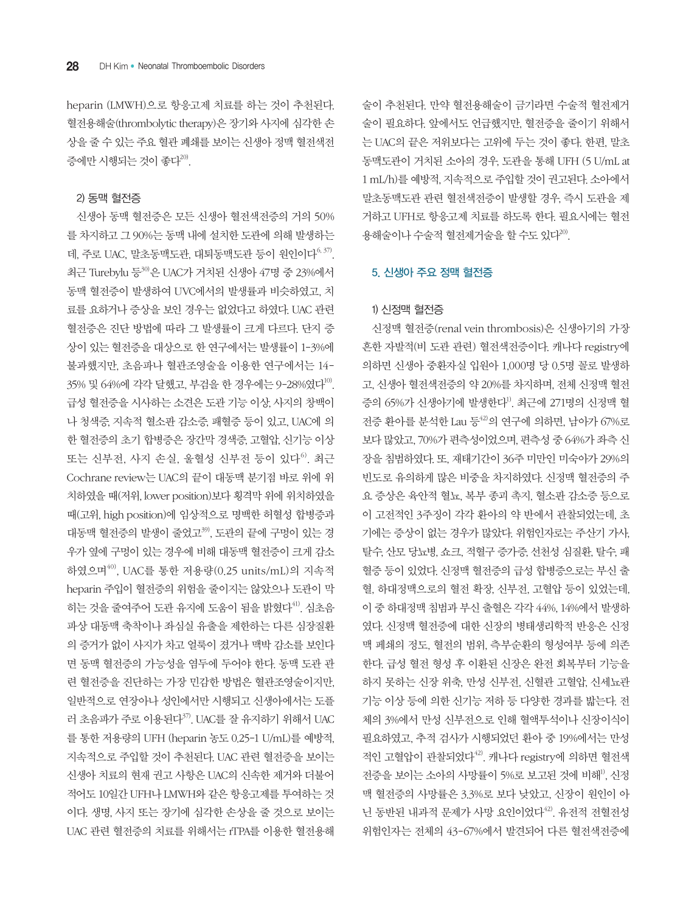heparin (LMWH)으로 항응고제 치료를 하는 것이 추천된다. 혈전용해술(thrombolytic therapy)은 장기와 사지에 심각한 손상을 줄 수 있는 주요 혈관 폐쇄를 보이는 신생아 정맥 혈전색전증에만 시행되는 것이 좋다[20].

### 2) 동맥 혈전증

신생아 동맥 혈전증은 모든 신생아 혈전색전증의 거의 50%를 차지하고 그 90%는 동맥 내에 설치한 도관에 의해 발생하는데, 주로 UAC, 말초동맥도관, 대퇴동맥도관 등이 원인이다[6, 37]. 최근 Turebylu 등[30]은 UAC가 거치된 신생아 47명 중 23%에서 동맥 혈전증이 발생하여 UVC에서의 발생률과 비슷하였고, 치료를 요하거나 증상을 보인 경우는 없었다고 하였다. UAC 관련 혈전증은 진단 방법에 따라 그 발생률이 크게 다르다. 단지 증상이 있는 혈전증을 대상으로 한 연구에서는 발생률이 1-3%에 불과했지만, 초음파나 혈관조영술을 이용한 연구에서는 14-35% 및 64%에 각각 달했고, 부검을 한 경우에는 9-28%였다[10]. 급성 혈전증을 시사하는 소견은 도관 기능 이상, 사지의 창백이나 청색증, 지속적 혈소판 감소증, 패혈증 등이 있고, UAC에 의한 혈전증의 초기 합병증은 장간막 경색증, 고혈압, 신기능 이상 또는 신부전, 사지 손실, 울혈성 신부전 등이 있다[6]. 최근 Cochrane review는 UAC의 끝이 대동맥 분기점 바로 위에 위치하였을 때(저위, lower position)보다 횡격막 위에 위치하였을 때(고위, high position)에 임상적으로 명백한 허혈성 합병증과 대동맥 혈전증의 발생이 줄었고[39], 도관의 끝에 구멍이 있는 경우가 옆에 구멍이 있는 경우에 비해 대동맥 혈전증이 크게 감소하였으며[40], UAC를 통한 저용량(0.25 units/mL)의 지속적 heparin 주입이 혈전증의 위험을 줄이지는 않았으나 도관이 막히는 것을 줄여주어 도관 유지에 도움이 됨을 밝혔다[41]. 심초음파상 대동맥 축착이나 좌심실 유출을 제한하는 다른 심장질환의 증거가 없이 사지가 차고 얼룩이 졌거나 맥박 감소를 보인다면 동맥 혈전증의 가능성을 염두에 두어야 한다. 동맥 도관 관련 혈전증을 진단하는 가장 민감한 방법은 혈관조영술이지만, 일반적으로 연장아나 성인에서만 시행되고 신생아에서는 도플러 초음파가 주로 이용된다[37]. UAC를 잘 유지하기 위해서 UAC를 통한 저용량의 UFH (heparin 농도 0.25-1 U/mL)를 예방적, 지속적으로 주입할 것이 추천된다. UAC 관련 혈전증을 보이는 신생아 치료의 현재 권고 사항은 UAC의 신속한 제거와 더불어 적어도 10일간 UFH나 LMWH와 같은 항응고제를 투여하는 것이다. 생명, 사지 또는 장기에 심각한 손상을 줄 것으로 보이는 UAC 관련 혈전증의 치료를 위해서는 rTPA를 이용한 혈전용해술이 추천된다. 만약 혈전용해술이 금기라면 수술적 혈전제거술이 필요하다. 앞에서도 언급했지만, 혈전증을 줄이기 위해서는 UAC의 끝은 저위보다는 고위에 두는 것이 좋다. 한편, 말초동맥도관이 거치된 소아의 경우, 도관을 통해 UFH (5 U/mL at 1 mL/h)를 예방적, 지속적으로 주입할 것이 권고된다. 소아에서 말초동맥도관 관련 혈전색전증이 발생할 경우, 즉시 도관을 제거하고 UFH로 항응고제 치료를 하도록 한다. 필요시에는 혈전용해술이나 수술적 혈전제거술을 할 수도 있다[20].

## 5. 신생아 주요 정맥 혈전증

### 1) 신정맥 혈전증

신정맥 혈전증(renal vein thrombosis)은 신생아기의 가장 흔한 자발적(비 도관 관련) 혈전색전증이다. 캐나다 registry에 의하면 신생아 중환자실 입원아 1,000명 당 0.5명 꼴로 발생하고, 신생아 혈전색전증의 약 20%를 차지하며, 전체 신정맥 혈전증의 65%가 신생아기에 발생한다[1]. 최근에 271명의 신정맥 혈전증 환아를 분석한 Lau 등[42]의 연구에 의하면, 남아가 67%로 보다 많았고, 70%가 편측성이었으며, 편측성 중 64%가 좌측 신장을 침범하였다. 또, 재태기간이 36주 미만인 미숙아가 29%의 빈도로 유의하게 많은 비중을 차지하였다. 신정맥 혈전증의 주요 증상은 육안적 혈뇨, 복부 종괴 촉지, 혈소판 감소증 등으로 이 고전적인 3주징이 각각 환아의 약 반에서 관찰되었는데, 초기에는 증상이 없는 경우가 많았다. 위험인자로는 주산기 가사, 탈수, 산모 당뇨병, 쇼크, 적혈구 증가증, 선천성 심질환, 탈수, 패혈증 등이 있었다. 신정맥 혈전증의 급성 합병증으로는 부신 출혈, 하대정맥으로의 혈전 확장, 신부전, 고혈압 등이 있었는데, 이 중 하대정맥 침범과 부신 출혈은 각각 44%, 14%에서 발생하였다. 신정맥 혈전증에 대한 신장의 병태생리학적 반응은 신정맥 폐쇄의 정도, 혈전의 범위, 측부순환의 형성여부 등에 의존한다. 급성 혈전 형성 후 이환된 신장은 완전 회복부터 기능을 하지 못하는 신장 위축, 만성 신부전, 신혈관 고혈압, 신세뇨관 기능 이상 등에 의한 신기능 저하 등 다양한 경과를 밟는다. 전체의 3%에서 만성 신부전으로 인해 혈액투석이나 신장이식이 필요하였고, 추적 검사가 시행되었던 환아 중 19%에서는 만성적인 고혈압이 관찰되었다[42]. 캐나다 registry에 의하면 혈전색전증을 보이는 소아의 사망률이 5%로 보고된 것에 비해[1], 신정맥 혈전증의 사망률은 3.3%로 보다 낮았고, 신장이 원인이 아닌 동반된 내과적 문제가 사망 요인이었다[42]. 유전적 전혈전성 위험인자는 전체의 43-67%에서 발견되어 다른 혈전색전증에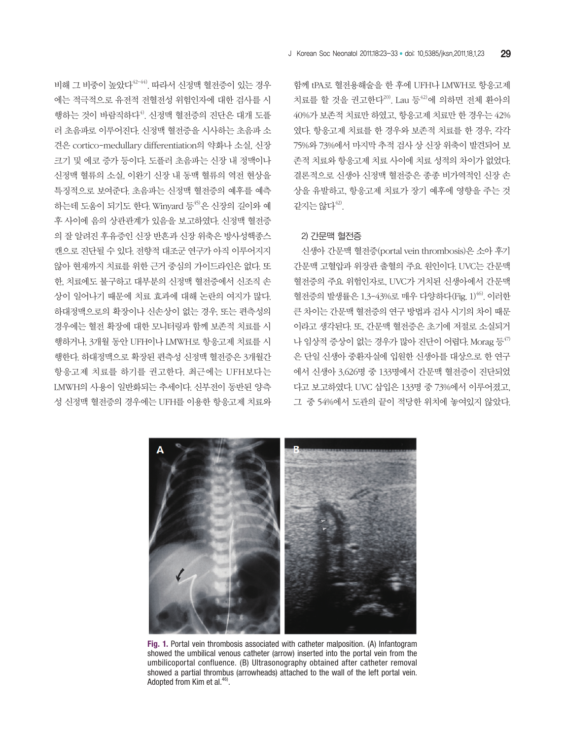비해 그 비중이 높았다[42-44]. 따라서 신정맥 혈전증이 있는 경우에는 적극적으로 유전적 전혈전성 위험인자에 대한 검사를 시행하는 것이 바람직하다[4]. 신정맥 혈전증의 진단은 대개 도플러 초음파로 이루어진다. 신정맥 혈전증을 시사하는 초음파 소견은 cortico-medullary differentiation의 약화나 소실, 신장 크기 및 에코 증가 등이다. 도플러 초음파는 신장 내 정맥이나 신정맥 혈류의 소실, 이완기 신장 내 동맥 혈류의 역전 현상을 특징적으로 보여준다. 초음파는 신정맥 혈전증의 예후를 예측하는데 도움이 되기도 한다. Winyard 등[45]은 신장의 길이와 예후 사이에 음의 상관관계가 있음을 보고하였다. 신정맥 혈전증의 잘 알려진 후유증인 신장 반흔과 신장 위축은 방사성핵종스캔으로 진단될 수 있다. 전향적 대조군 연구가 아직 이루어지지 않아 현재까지 치료를 위한 근거 중심의 가이드라인은 없다. 또한, 치료에도 불구하고 대부분의 신정맥 혈전증에서 신조직 손상이 일어나기 때문에 치료 효과에 대해 논란의 여지가 많다. 하대정맥으로의 확장이나 신손상이 없는 경우, 또는 편측성의 경우에는 혈전 확장에 대한 모니터링과 함께 보존적 치료를 시행하거나, 3개월 동안 UFH이나 LMWH로 항응고제 치료를 시행한다. 하대정맥으로 확장된 편측성 신정맥 혈전증은 3개월간 항응고제 치료를 하기를 권고한다. 최근에는 UFH보다는 LMWH의 사용이 일반화되는 추세이다. 신부전이 동반된 양측성 신정맥 혈전증의 경우에는 UFH를 이용한 항응고제 치료와 함께 tPA로 혈전용해술을 한 후에 UFH나 LMWH로 항응고제 치료를 할 것을 권고한다[20]. Lau 등[42]에 의하면 전체 환아의 40%가 보존적 치료만 하였고, 항응고제 치료만 한 경우는 42%였다. 항응고제 치료를 한 경우와 보존적 치료를 한 경우, 각각 75%와 73%에서 마지막 추적 검사 상 신장 위축이 발견되어 보존적 치료와 항응고제 치료 사이에 치료 성적의 차이가 없었다. 결론적으로 신생아 신정맥 혈전증은 종종 비가역적인 신장 손상을 유발하고, 항응고제 치료가 장기 예후에 영향을 주는 것 같지는 않다[42].

### 2) 간문맥 혈전증

신생아 간문맥 혈전증(portal vein thrombosis)은 소아 후기 간문맥 고혈압과 위장관 출혈의 주요 원인이다. UVC는 간문맥 혈전증의 주요 위험인자로, UVC가 거치된 신생아에서 간문맥 혈전증의 발생률은 1.3-43%로 매우 다양하다(Fig. 1)[46]. 이러한 큰 차이는 간문맥 혈전증의 연구 방법과 검사 시기의 차이 때문이라고 생각된다. 또, 간문맥 혈전증은 초기에 저절로 소실되거나 임상적 증상이 없는 경우가 많아 진단이 어렵다. Morag 등[47]은 단일 신생아 중환자실에 입원한 신생아를 대상으로 한 연구에서 신생아 3,626명 중 133명에서 간문맥 혈전증이 진단되었다고 보고하였다. UVC 삽입은 133명 중 73%에서 이루어졌고, 그 중 54%에서 도관의 끝이 적당한 위치에 놓여있지 않았다.

**Fig. 1.** Portal vein thrombosis associated with catheter malposition. (A) Infantogram showed the umbilical venous catheter (arrow) inserted into the portal vein from the umbilicoportal confluence. (B) Ultrasonography obtained after catheter removal showed a partial thrombus (arrowheads) attached to the wall of the left portal vein. Adopted from Kim et al.[46].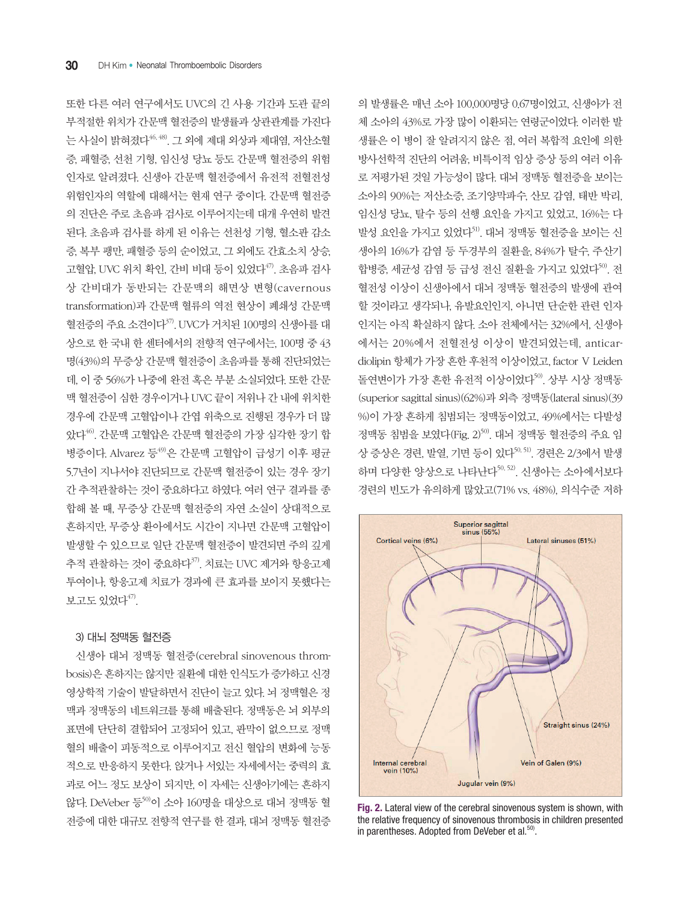또한 다른 여러 연구에서도 UVC의 긴 사용 기간과 도관 끝의 부적절한 위치가 간문맥 혈전증의 발생률과 상관관계를 가진다는 사실이 밝혀졌다[46, 48]. 그 외에 제대 외상과 제대염, 저산소혈증, 패혈증, 선천 기형, 임신성 당뇨 등도 간문맥 혈전증의 위험인자로 알려졌다. 신생아 간문맥 혈전증에서 유전적 전혈전성 위험인자의 역할에 대해서는 현재 연구 중이다. 간문맥 혈전증의 진단은 주로 초음파 검사로 이루어지는데 대개 우연히 발견된다. 초음파 검사를 하게 된 이유는 선천성 기형, 혈소판 감소증, 복부 팽만, 패혈증 등의 순이었고, 그 외에도 간효소치 상승, 고혈압, UVC 위치 확인, 간비 비대 등이 있었다[47]. 초음파 검사상 간비대가 동반되는 간문맥의 해면상 변형(cavernous transformation)과 간문맥 혈류의 역전 현상이 폐쇄성 간문맥 혈전증의 주요 소견이다[37]. UVC가 거치된 100명의 신생아를 대상으로 한 국내 한 센터에서의 전향적 연구에서는, 100명 중 43명(43%)의 무증상 간문맥 혈전증이 초음파를 통해 진단되었는데, 이 중 56%가 나중에 완전 혹은 부분 소실되었다. 또한 간문맥 혈전증이 심한 경우이거나 UVC 끝이 저위나 간 내에 위치한 경우에 간문맥 고혈압이나 간엽 위축으로 진행된 경우가 더 많았다[46]. 간문맥 고혈압은 간문맥 혈전증의 가장 심각한 장기 합병증이다. Alvarez 등[49]은 간문맥 고혈압이 급성기 이후 평균 5.7년이 지나서야 진단되므로 간문맥 혈전증이 있는 경우 장기간 추적관찰하는 것이 중요하다고 하였다. 여러 연구 결과를 종합해 볼 때, 무증상 간문맥 혈전증의 자연 소실이 상대적으로 흔하지만, 무증상 환아에서도 시간이 지나면 간문맥 고혈압이 발생할 수 있으므로 일단 간문맥 혈전증이 발견되면 주의 깊게 추적 관찰하는 것이 중요하다[37]. 치료는 UVC 제거와 항응고제 투여이나, 항응고제 치료가 경과에 큰 효과를 보이지 못했다는 보고도 있었다[47].

### 3) 대뇌 정맥동 혈전증

신생아 대뇌 정맥동 혈전증(cerebral sinovenous thrombosis)은 흔하지는 않지만 질환에 대한 인식도가 증가하고 신경영상학적 기술이 발달하면서 진단이 늘고 있다. 뇌 정맥혈은 정맥과 정맥동의 네트워크를 통해 배출된다. 정맥동은 뇌 외부의 표면에 단단히 결합되어 고정되어 있고, 판막이 없으므로 정맥혈의 배출이 피동적으로 이루어지고 전신 혈압의 변화에 능동적으로 반응하지 못한다. 앉거나 서있는 자세에서는 중력의 효과로 어느 정도 보상이 되지만, 이 자세는 신생아기에는 흔하지 않다. DeVeber 등[50]이 소아 160명을 대상으로 대뇌 정맥동 혈전증에 대한 대규모 전향적 연구를 한 결과, 대뇌 정맥동 혈전증의 발생률은 매년 소아 100,000명당 0.67명이었고, 신생아가 전체 소아의 43%로 가장 많이 이환되는 연령군이었다. 이러한 발생률은 이 병이 잘 알려지지 않은 점, 여러 복합적 요인에 의한 방사선학적 진단의 어려움, 비특이적 임상 증상 등의 여러 이유로 저평가된 것일 가능성이 많다. 대뇌 정맥동 혈전증을 보이는 소아의 90%는 저산소증, 조기양막파수, 산모 감염, 태반 박리, 임신성 당뇨, 탈수 등의 선행 요인을 가지고 있었고, 16%는 다발성 요인을 가지고 있었다[51]. 대뇌 정맥동 혈전증을 보이는 신생아의 16%가 감염 등 두경부의 질환을, 84%가 탈수, 주산기 합병증, 세균성 감염 등 급성 전신 질환을 가지고 있었다[50]. 전혈전성 이상이 신생아에서 대뇌 정맥동 혈전증의 발생에 관여할 것이라고 생각되나, 유발요인인지, 아니면 단순한 관련 인자인지는 아직 확실하지 않다. 소아 전체에서는 32%에서, 신생아에서는 20%에서 전혈전성 이상이 발견되었는데, anticardiolipin 항체가 가장 흔한 후천적 이상이었고, factor V Leiden 돌연변이가 가장 흔한 유전적 이상이었다[50]. 상부 시상 정맥동(superior sagittal sinus)(62%)과 외측 정맥동(lateral sinus)(39%)이 가장 흔하게 침범되는 정맥동이었고, 49%에서는 다발성 정맥동 침범을 보였다(Fig. 2)[50]. 대뇌 정맥동 혈전증의 주요 임상 증상은 경련, 발열, 기면 등이 있다[50, 51]. 경련은 2/3에서 발생하며 다양한 양상으로 나타난다[50, 52]. 신생아는 소아에서보다 경련의 빈도가 유의하게 많았고(71% vs. 48%), 의식수준 저하

**Fig. 2.** Lateral view of the cerebral sinovenous system is shown, with the relative frequency of sinovenous thrombosis in children presented in parentheses. Adopted from DeVeber et al.[50].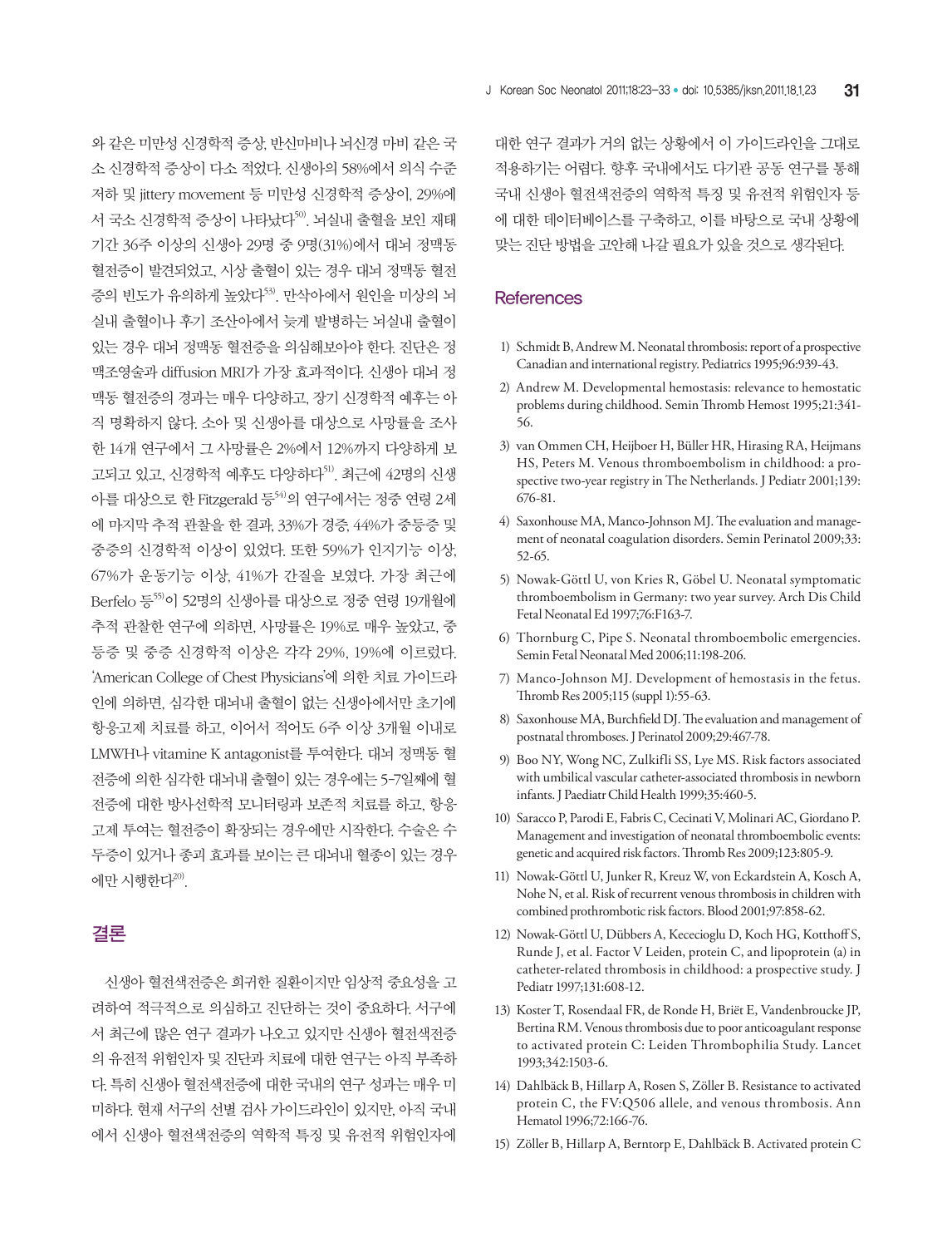와 같은 미만성 신경학적 증상, 반신마비나 뇌신경 마비 같은 국소 신경학적 증상이 다소 적었다. 신생아의 58%에서 의식 수준 저하 및 jittery movement 등 미만성 신경학적 증상이, 29%에서 국소 신경학적 증상이 나타났다[50]. 뇌실내 출혈을 보인 재태 기간 36주 이상의 신생아 29명 중 9명(31%)에서 대뇌 정맥동 혈전증이 발견되었고, 시상 출혈이 있는 경우 대뇌 정맥동 혈전증의 빈도가 유의하게 높았다[53]. 만삭아에서 원인을 미상의 뇌실내 출혈이나 후기 조산아에서 늦게 발병하는 뇌실내 출혈이 있는 경우 대뇌 정맥동 혈전증을 의심해보아야 한다. 진단은 정맥조영술과 diffusion MRI가 가장 효과적이다. 신생아 대뇌 정맥동 혈전증의 경과는 매우 다양하고, 장기 신경학적 예후는 아직 명확하지 않다. 소아 및 신생아를 대상으로 사망률을 조사한 14개 연구에서 그 사망률은 2%에서 12%까지 다양하게 보고되고 있고, 신경학적 예후도 다양하다[51]. 최근에 42명의 신생아를 대상으로 한 Fitzgerald 등[54]의 연구에서는 정중 연령 2세에 마지막 추적 관찰을 한 결과, 33%가 경증, 44%가 중등증 및 중증의 신경학적 이상이 있었다. 또한 59%가 인지기능 이상, 67%가 운동기능 이상, 41%가 간질을 보였다. 가장 최근에 Berfelo 등[55]이 52명의 신생아를 대상으로 정중 연령 19개월에 추적 관찰한 연구에 의하면, 사망률은 19%로 매우 높았고, 중등증 및 중증 신경학적 이상은 각각 29%, 19%에 이르렀다. 'American College of Chest Physicians'에 의한 치료 가이드라인에 의하면, 심각한 대뇌내 출혈이 없는 신생아에서만 초기에 항응고제 치료를 하고, 이어서 적어도 6주 이상 3개월 이내로 LMWH나 vitamine K antagonist를 투여한다. 대뇌 정맥동 혈전증에 의한 심각한 대뇌내 출혈이 있는 경우에는 5-7일째에 혈전증에 대한 방사선학적 모니터링과 보존적 치료를 하고, 항응고제 투여는 혈전증이 확장되는 경우에만 시작한다. 수술은 수두증이 있거나 종괴 효과를 보이는 큰 대뇌내 혈종이 있는 경우에만 시행한다[20].

## 결론

신생아 혈전색전증은 희귀한 질환이지만 임상적 중요성을 고려하여 적극적으로 의심하고 진단하는 것이 중요하다. 서구에서 최근에 많은 연구 결과가 나오고 있지만 신생아 혈전색전증의 유전적 위험인자 및 진단과 치료에 대한 연구는 아직 부족하다. 특히 신생아 혈전색전증에 대한 국내의 연구 성과는 매우 미미하다. 현재 서구의 선별 검사 가이드라인이 있지만, 아직 국내에서 신생아 혈전색전증의 역학적 특징 및 유전적 위험인자에 대한 연구 결과가 거의 없는 상황에서 이 가이드라인을 그대로 적용하기는 어렵다. 향후 국내에서도 다기관 공동 연구를 통해 국내 신생아 혈전색전증의 역학적 특징 및 유전적 위험인자 등에 대한 데이터베이스를 구축하고, 이를 바탕으로 국내 상황에 맞는 진단 방법을 고안해 나갈 필요가 있을 것으로 생각된다.

## References

1) Schmidt B, Andrew M. Neonatal thrombosis: report of a prospective Canadian and international registry. Pediatrics 1995;96:939-43.
2) Andrew M. Developmental hemostasis: relevance to hemostatic problems during childhood. Semin Thromb Hemost 1995;21:341-56.
3) van Ommen CH, Heijboer H, Büller HR, Hirasing RA, Heijmans HS, Peters M. Venous thromboembolism in childhood: a prospective two-year registry in The Netherlands. J Pediatr 2001;139:676-81.
4) Saxonhouse MA, Manco-Johnson MJ. The evaluation and management of neonatal coagulation disorders. Semin Perinatol 2009;33:52-65.
5) Nowak-Göttl U, von Kries R, Göbel U. Neonatal symptomatic thromboembolism in Germany: two year survey. Arch Dis Child Fetal Neonatal Ed 1997;76:F163-7.
6) Thornburg C, Pipe S. Neonatal thromboembolic emergencies. Semin Fetal Neonatal Med 2006;11:198-206.
7) Manco-Johnson MJ. Development of hemostasis in the fetus. Thromb Res 2005;115 (suppl 1):55-63.
8) Saxonhouse MA, Burchfield DJ. The evaluation and management of postnatal thromboses. J Perinatol 2009;29:467-78.
9) Boo NY, Wong NC, Zulkifli SS, Lye MS. Risk factors associated with umbilical vascular catheter-associated thrombosis in newborn infants. J Paediatr Child Health 1999;35:460-5.
10) Saracco P, Parodi E, Fabris C, Cecinati V, Molinari AC, Giordano P. Management and investigation of neonatal thromboembolic events: genetic and acquired risk factors. Thromb Res 2009;123:805-9.
11) Nowak-Göttl U, Junker R, Kreuz W, von Eckardstein A, Kosch A, Nohe N, et al. Risk of recurrent venous thrombosis in children with combined prothrombotic risk factors. Blood 2001;97:858-62.
12) Nowak-Göttl U, Dübbers A, Kececioglu D, Koch HG, Kotthoff S, Runde J, et al. Factor V Leiden, protein C, and lipoprotein (a) in catheter-related thrombosis in childhood: a prospective study. J Pediatr 1997;131:608-12.
13) Koster T, Rosendaal FR, de Ronde H, Briët E, Vandenbroucke JP, Bertina RM. Venous thrombosis due to poor anticoagulant response to activated protein C: Leiden Thrombophilia Study. Lancet 1993;342:1503-6.
14) Dahlbäck B, Hillarp A, Rosen S, Zöller B. Resistance to activated protein C, the FV:Q506 allele, and venous thrombosis. Ann Hematol 1996;72:166-76.
15) Zöller B, Hillarp A, Berntorp E, Dahlbäck B. Activated protein C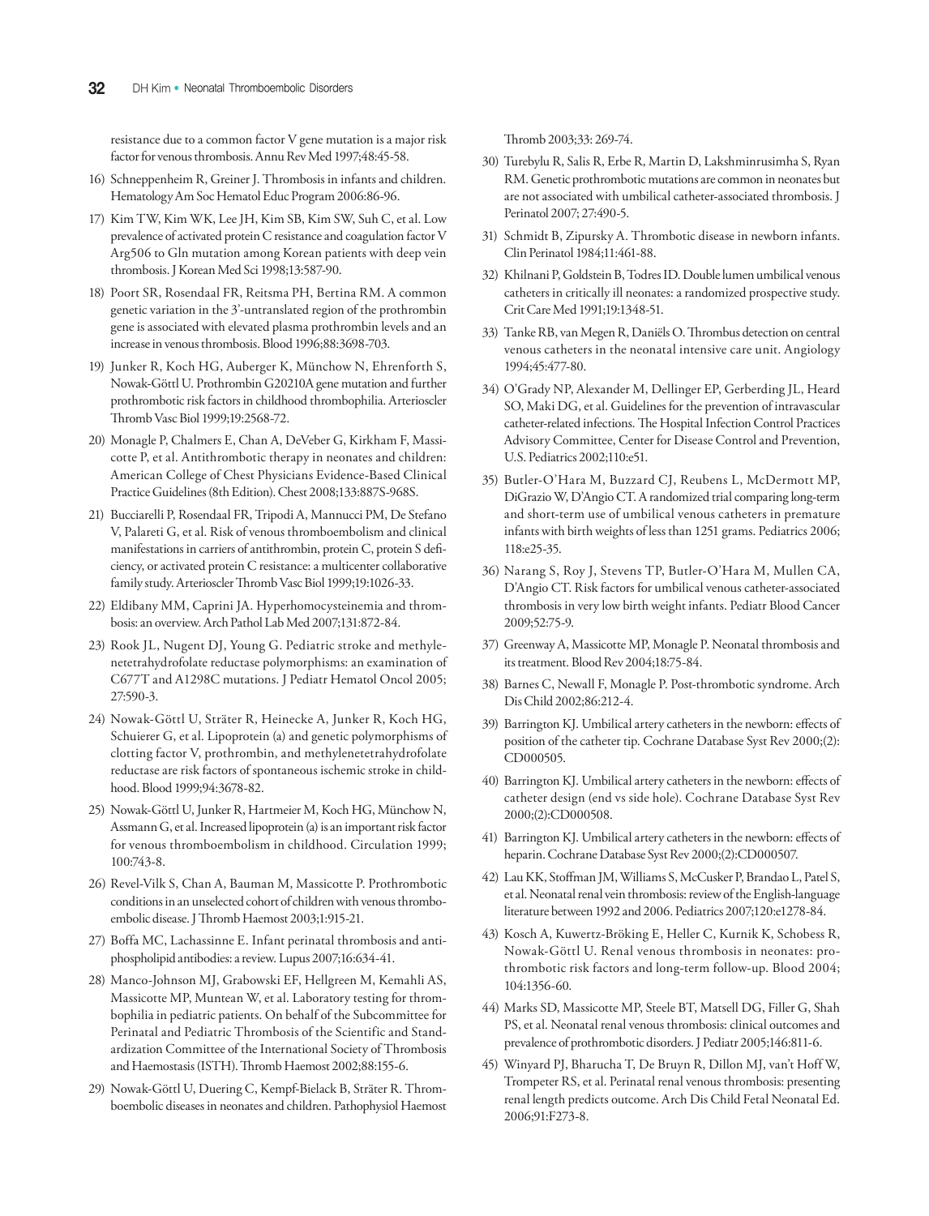resistance due to a common factor V gene mutation is a major risk factor for venous thrombosis. Annu Rev Med 1997;48:45-58.

16) Schneppenheim R, Greiner J. Thrombosis in infants and children. Hematology Am Soc Hematol Educ Program 2006:86-96.

17) Kim TW, Kim WK, Lee JH, Kim SB, Kim SW, Suh C, et al. Low prevalence of activated protein C resistance and coagulation factor V Arg506 to Gln mutation among Korean patients with deep vein thrombosis. J Korean Med Sci 1998;13:587-90.

18) Poort SR, Rosendaal FR, Reitsma PH, Bertina RM. A common genetic variation in the 3'-untranslated region of the prothrombin gene is associated with elevated plasma prothrombin levels and an increase in venous thrombosis. Blood 1996;88:3698-703.

19) Junker R, Koch HG, Auberger K, Münchow N, Ehrenforth S, Nowak-Göttl U. Prothrombin G20210A gene mutation and further prothrombotic risk factors in childhood thrombophilia. Arterioscler Thromb Vasc Biol 1999;19:2568-72.

20) Monagle P, Chalmers E, Chan A, DeVeber G, Kirkham F, Massicotte P, et al. Antithrombotic therapy in neonates and children: American College of Chest Physicians Evidence-Based Clinical Practice Guidelines (8th Edition). Chest 2008;133:887S-968S.

21) Bucciarelli P, Rosendaal FR, Tripodi A, Mannucci PM, De Stefano V, Palareti G, et al. Risk of venous thromboembolism and clinical manifestations in carriers of antithrombin, protein C, protein S deficiency, or activated protein C resistance: a multicenter collaborative family study. Arterioscler Thromb Vasc Biol 1999;19:1026-33.

22) Eldibany MM, Caprini JA. Hyperhomocysteinemia and thrombosis: an overview. Arch Pathol Lab Med 2007;131:872-84.

23) Rook JL, Nugent DJ, Young G. Pediatric stroke and methylenetetrahydrofolate reductase polymorphisms: an examination of C677T and A1298C mutations. J Pediatr Hematol Oncol 2005; 27:590-3.

24) Nowak-Göttl U, Sträter R, Heinecke A, Junker R, Koch HG, Schuierer G, et al. Lipoprotein (a) and genetic polymorphisms of clotting factor V, prothrombin, and methylenetetrahydrofolate reductase are risk factors of spontaneous ischemic stroke in childhood. Blood 1999;94:3678-82.

25) Nowak-Göttl U, Junker R, Hartmeier M, Koch HG, Münchow N, Assmann G, et al. Increased lipoprotein (a) is an important risk factor for venous thromboembolism in childhood. Circulation 1999; 100:743-8.

26) Revel-Vilk S, Chan A, Bauman M, Massicotte P. Prothrombotic conditions in an unselected cohort of children with venous thromboembolic disease. J Thromb Haemost 2003;1:915-21.

27) Boffa MC, Lachassinne E. Infant perinatal thrombosis and antiphospholipid antibodies: a review. Lupus 2007;16:634-41.

28) Manco-Johnson MJ, Grabowski EF, Hellgreen M, Kemahli AS, Massicotte MP, Muntean W, et al. Laboratory testing for thrombophilia in pediatric patients. On behalf of the Subcommittee for Perinatal and Pediatric Thrombosis of the Scientific and Standardization Committee of the International Society of Thrombosis and Haemostasis (ISTH). Thromb Haemost 2002;88:155-6.

29) Nowak-Göttl U, Duering C, Kempf-Bielack B, Sträter R. Thromboembolic diseases in neonates and children. Pathophysiol Haemost Thromb 2003;33: 269-74.

30) Turebylu R, Salis R, Erbe R, Martin D, Lakshminrusimha S, Ryan RM. Genetic prothrombotic mutations are common in neonates but are not associated with umbilical catheter-associated thrombosis. J Perinatol 2007; 27:490-5.

31) Schmidt B, Zipursky A. Thrombotic disease in newborn infants. Clin Perinatol 1984;11:461-88.

32) Khilnani P, Goldstein B, Todres ID. Double lumen umbilical venous catheters in critically ill neonates: a randomized prospective study. Crit Care Med 1991;19:1348-51.

33) Tanke RB, van Megen R, Daniëls O. Thrombus detection on central venous catheters in the neonatal intensive care unit. Angiology 1994;45:477-80.

34) O'Grady NP, Alexander M, Dellinger EP, Gerberding JL, Heard SO, Maki DG, et al. Guidelines for the prevention of intravascular catheter-related infections. The Hospital Infection Control Practices Advisory Committee, Center for Disease Control and Prevention, U.S. Pediatrics 2002;110:e51.

35) Butler-O'Hara M, Buzzard CJ, Reubens L, McDermott MP, DiGrazio W, D'Angio CT. A randomized trial comparing long-term and short-term use of umbilical venous catheters in premature infants with birth weights of less than 1251 grams. Pediatrics 2006; 118:e25-35.

36) Narang S, Roy J, Stevens TP, Butler-O'Hara M, Mullen CA, D'Angio CT. Risk factors for umbilical venous catheter-associated thrombosis in very low birth weight infants. Pediatr Blood Cancer 2009;52:75-9.

37) Greenway A, Massicotte MP, Monagle P. Neonatal thrombosis and its treatment. Blood Rev 2004;18:75-84.

38) Barnes C, Newall F, Monagle P. Post-thrombotic syndrome. Arch Dis Child 2002;86:212-4.

39) Barrington KJ. Umbilical artery catheters in the newborn: effects of position of the catheter tip. Cochrane Database Syst Rev 2000;(2): CD000505.

40) Barrington KJ. Umbilical artery catheters in the newborn: effects of catheter design (end vs side hole). Cochrane Database Syst Rev 2000;(2):CD000508.

41) Barrington KJ. Umbilical artery catheters in the newborn: effects of heparin. Cochrane Database Syst Rev 2000;(2):CD000507.

42) Lau KK, Stoffman JM, Williams S, McCusker P, Brandao L, Patel S, et al. Neonatal renal vein thrombosis: review of the English-language literature between 1992 and 2006. Pediatrics 2007;120:e1278-84.

43) Kosch A, Kuwertz-Bröking E, Heller C, Kurnik K, Schobess R, Nowak-Göttl U. Renal venous thrombosis in neonates: prothrombotic risk factors and long-term follow-up. Blood 2004; 104:1356-60.

44) Marks SD, Massicotte MP, Steele BT, Matsell DG, Filler G, Shah PS, et al. Neonatal renal venous thrombosis: clinical outcomes and prevalence of prothrombotic disorders. J Pediatr 2005;146:811-6.

45) Winyard PJ, Bharucha T, De Bruyn R, Dillon MJ, van't Hoff W, Trompeter RS, et al. Perinatal renal venous thrombosis: presenting renal length predicts outcome. Arch Dis Child Fetal Neonatal Ed. 2006;91:F273-8.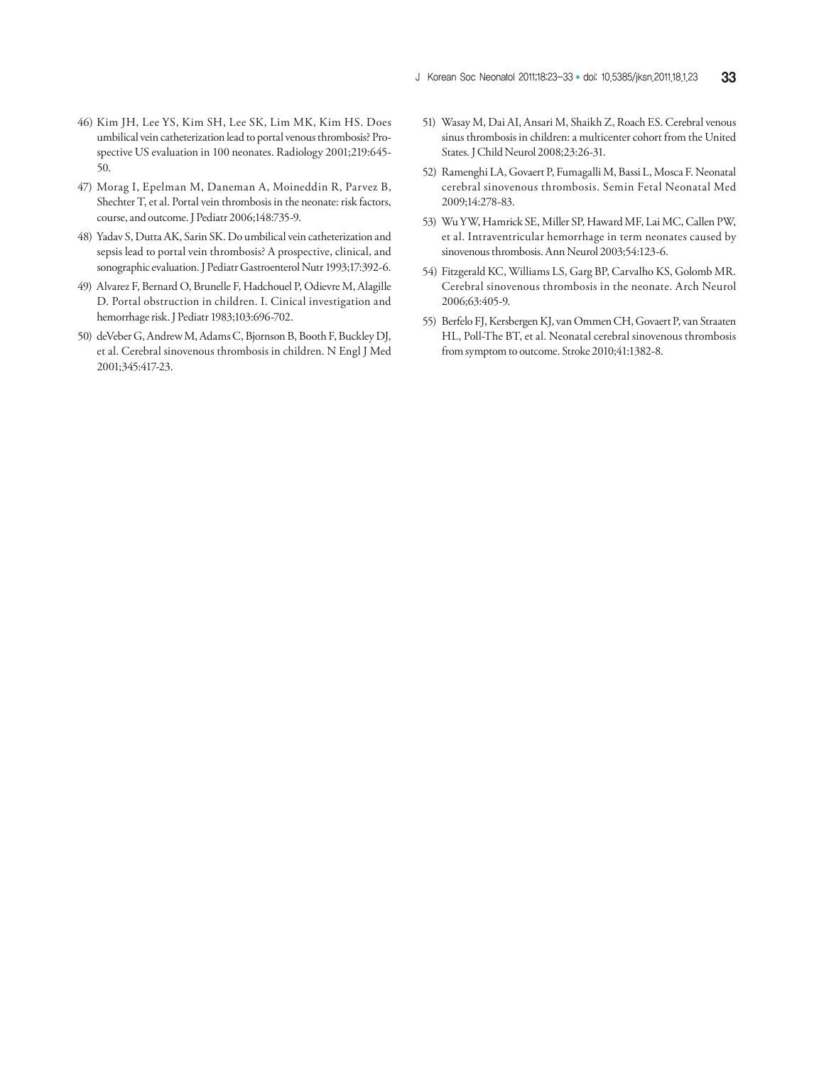46) Kim JH, Lee YS, Kim SH, Lee SK, Lim MK, Kim HS. Does umbilical vein catheterization lead to portal venous thrombosis? Prospective US evaluation in 100 neonates. Radiology 2001;219:645-50.

47) Morag I, Epelman M, Daneman A, Moineddin R, Parvez B, Shechter T, et al. Portal vein thrombosis in the neonate: risk factors, course, and outcome. J Pediatr 2006;148:735-9.

48) Yadav S, Dutta AK, Sarin SK. Do umbilical vein catheterization and sepsis lead to portal vein thrombosis? A prospective, clinical, and sonographic evaluation. J Pediatr Gastroenterol Nutr 1993;17:392-6.

49) Alvarez F, Bernard O, Brunelle F, Hadchouel P, Odievre M, Alagille D. Portal obstruction in children. I. Cinical investigation and hemorrhage risk. J Pediatr 1983;103:696-702.

50) deVeber G, Andrew M, Adams C, Bjornson B, Booth F, Buckley DJ, et al. Cerebral sinovenous thrombosis in children. N Engl J Med 2001;345:417-23.

51) Wasay M, Dai AI, Ansari M, Shaikh Z, Roach ES. Cerebral venous sinus thrombosis in children: a multicenter cohort from the United States. J Child Neurol 2008;23:26-31.

52) Ramenghi LA, Govaert P, Fumagalli M, Bassi L, Mosca F. Neonatal cerebral sinovenous thrombosis. Semin Fetal Neonatal Med 2009;14:278-83.

53) Wu YW, Hamrick SE, Miller SP, Haward MF, Lai MC, Callen PW, et al. Intraventricular hemorrhage in term neonates caused by sinovenous thrombosis. Ann Neurol 2003;54:123-6.

54) Fitzgerald KC, Williams LS, Garg BP, Carvalho KS, Golomb MR. Cerebral sinovenous thrombosis in the neonate. Arch Neurol 2006;63:405-9.

55) Berfelo FJ, Kersbergen KJ, van Ommen CH, Govaert P, van Straaten HL, Poll-The BT, et al. Neonatal cerebral sinovenous thrombosis from symptom to outcome. Stroke 2010;41:1382-8.